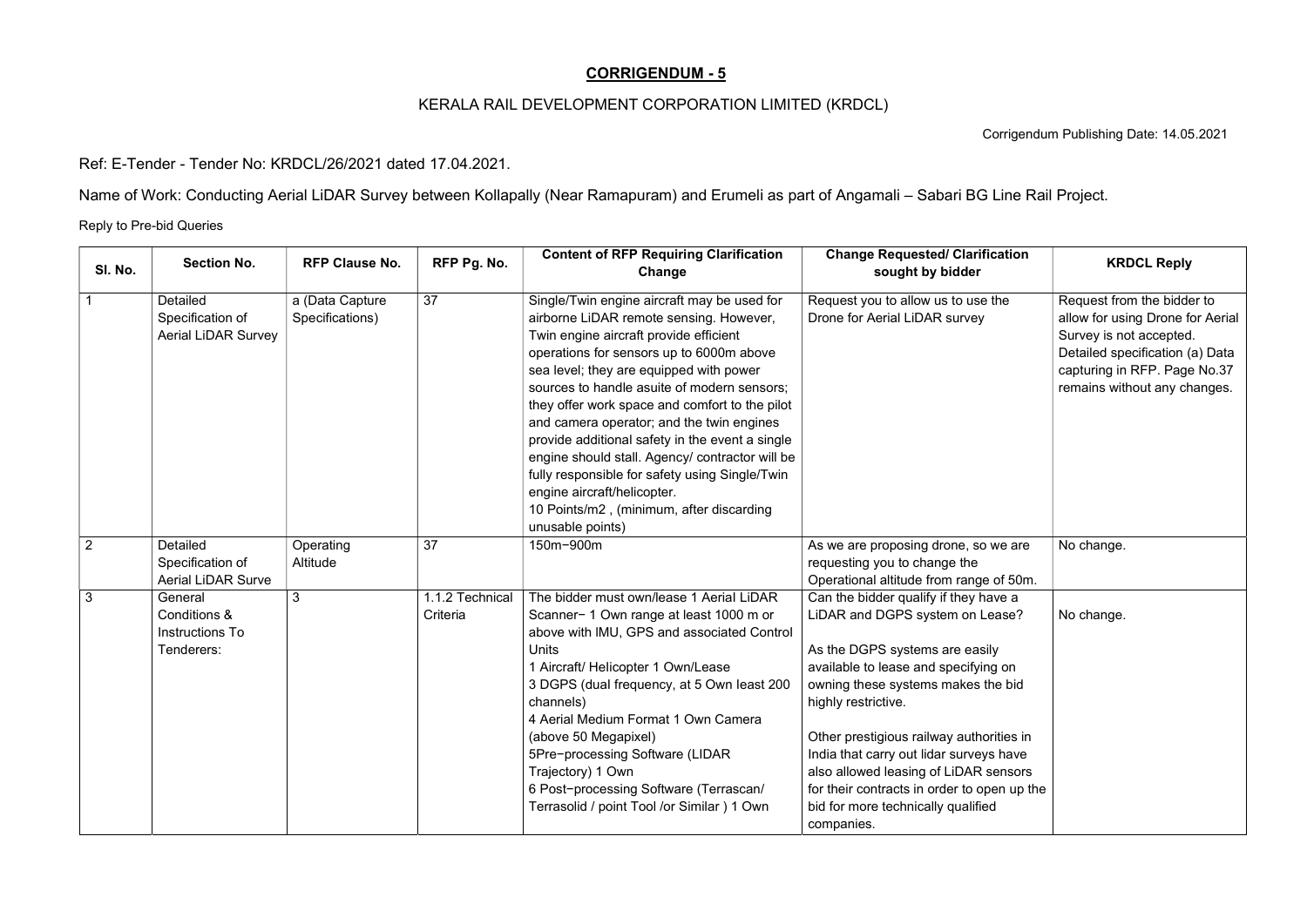# CORRIGENDUM - 5

KERALA RAIL DEVELOPMENT CORPORATION LIMITED (KRDCL)

Corrigendum Publishing Date: 14.05.2021

Ref: E-Tender - Tender No: KRDCL/26/2021 dated 17.04.2021.

Name of Work: Conducting Aerial LiDAR Survey between Kollapally (Near Ramapuram) and Erumeli as part of Angamali – Sabari BG Line Rail Project.

Reply to Pre-bid Queries

| Sl. No. | Section No. | RFP Clause No. | RFP Pg. No. | Content of RFP Requiring Clarification Change | Change Requested/ Clarification sought by bidder | KRDCL Reply |
|---|---|---|---|---|---|---|
| 1 | Detailed Specification of Aerial LiDAR Survey | a (Data Capture Specifications) | 37 | Single/Twin engine aircraft may be used for airborne LiDAR remote sensing. However, Twin engine aircraft provide efficient operations for sensors up to 6000m above sea level; they are equipped with power sources to handle asuite of modern sensors; they offer work space and comfort to the pilot and camera operator; and the twin engines provide additional safety in the event a single engine should stall. Agency/ contractor will be fully responsible for safety using Single/Twin engine aircraft/helicopter.<br>10 Points/m2 , (minimum, after discarding unusable points) | Request you to allow us to use the Drone for Aerial LiDAR survey | Request from the bidder to allow for using Drone for Aerial Survey is not accepted. Detailed specification (a) Data capturing in RFP. Page No.37 remains without any changes. |
| 2 | Detailed Specification of Aerial LiDAR Surve | Operating Altitude | 37 | 150m−900m | As we are proposing drone, so we are requesting you to change the Operational altitude from range of 50m. | No change. |
| 3 | General Conditions & Instructions To Tenderers: | 3 | 1.1.2 Technical Criteria | The bidder must own/lease 1 Aerial LiDAR Scanner− 1 Own range at least 1000 m or above with IMU, GPS and associated Control Units<br>1 Aircraft/ Helicopter 1 Own/Lease<br>3 DGPS (dual frequency, at 5 Own least 200 channels)<br>4 Aerial Medium Format 1 Own Camera (above 50 Megapixel)<br>5Pre−processing Software (LIDAR Trajectory) 1 Own<br>6 Post−processing Software (Terrascan/ Terrasolid / point Tool /or Similar ) 1 Own | Can the bidder qualify if they have a LiDAR and DGPS system on Lease?<br><br>As the DGPS systems are easily available to lease and specifying on owning these systems makes the bid highly restrictive.<br><br>Other prestigious railway authorities in India that carry out lidar surveys have also allowed leasing of LiDAR sensors for their contracts in order to open up the bid for more technically qualified companies. | No change. |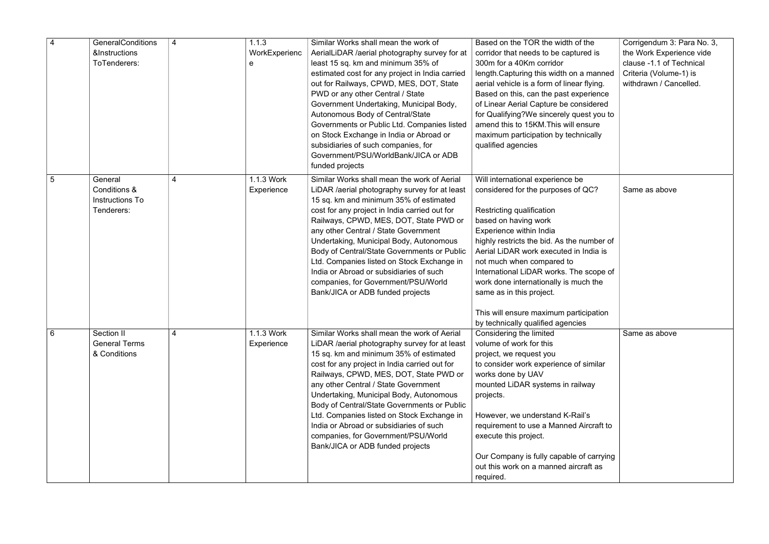| 4 | GeneralConditions &Instructions ToTenderers: | 4 | 1.1.3 WorkExperience | Similar Works shall mean the work of AerialLiDAR /aerial photography survey for at least 15 sq. km and minimum 35% of estimated cost for any project in India carried out for Railways, CPWD, MES, DOT, State PWD or any other Central / State Government Undertaking, Municipal Body, Autonomous Body of Central/State Governments or Public Ltd. Companies listed on Stock Exchange in India or Abroad or subsidiaries of such companies, for Government/PSU/WorldBank/JICA or ADB funded projects | Based on the TOR the width of the corridor that needs to be captured is 300m for a 40Km corridor length.Capturing this width on a manned aerial vehicle is a form of linear flying. Based on this, can the past experience of Linear Aerial Capture be considered for Qualifying?We sincerely quest you to amend this to 15KM.This will ensure maximum participation by technically qualified agencies | Corrigendum 3: Para No. 3, the Work Experience vide clause -1.1 of Technical Criteria (Volume-1) is withdrawn / Cancelled. |
|---|---|---|---|---|---|---|
| 5 | General Conditions & Instructions To Tenderers: | 4 | 1.1.3 Work Experience | Similar Works shall mean the work of Aerial LiDAR /aerial photography survey for at least 15 sq. km and minimum 35% of estimated cost for any project in India carried out for Railways, CPWD, MES, DOT, State PWD or any other Central / State Government Undertaking, Municipal Body, Autonomous Body of Central/State Governments or Public Ltd. Companies listed on Stock Exchange in India or Abroad or subsidiaries of such companies, for Government/PSU/World Bank/JICA or ADB funded projects | Will international experience be considered for the purposes of QC?<br><br>Restricting qualification based on having work Experience within India highly restricts the bid. As the number of Aerial LiDAR work executed in India is not much when compared to International LiDAR works. The scope of work done internationally is much the same as in this project.<br><br>This will ensure maximum participation by technically qualified agencies | Same as above |
| 6 | Section II General Terms & Conditions | 4 | 1.1.3 Work Experience | Similar Works shall mean the work of Aerial LiDAR /aerial photography survey for at least 15 sq. km and minimum 35% of estimated cost for any project in India carried out for Railways, CPWD, MES, DOT, State PWD or any other Central / State Government Undertaking, Municipal Body, Autonomous Body of Central/State Governments or Public Ltd. Companies listed on Stock Exchange in India or Abroad or subsidiaries of such companies, for Government/PSU/World Bank/JICA or ADB funded projects | Considering the limited volume of work for this project, we request you to consider work experience of similar works done by UAV mounted LiDAR systems in railway projects.<br><br>However, we understand K-Rail's requirement to use a Manned Aircraft to execute this project.<br><br>Our Company is fully capable of carrying out this work on a manned aircraft as required. | Same as above |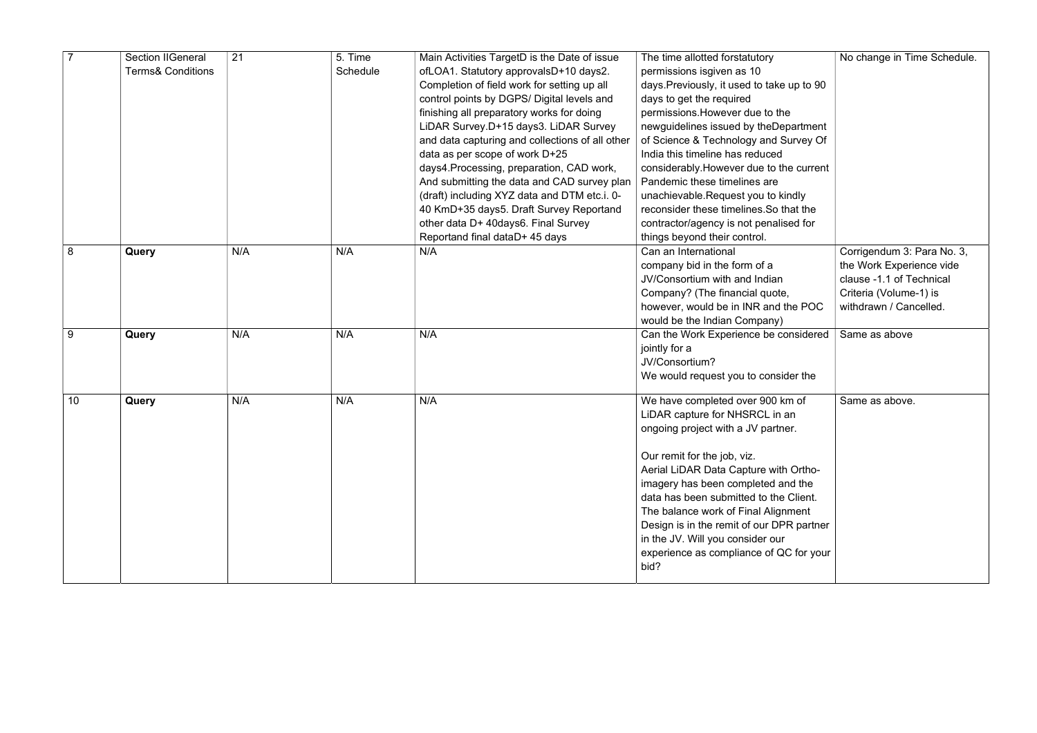| 7 | Section IIGeneral Terms& Conditions | 21 | 5. Time Schedule | Main Activities TargetD is the Date of issue ofLOA1. Statutory approvalsD+10 days2. Completion of field work for setting up all control points by DGPS/ Digital levels and finishing all preparatory works for doing LiDAR Survey.D+15 days3. LiDAR Survey and data capturing and collections of all other data as per scope of work D+25 days4.Processing, preparation, CAD work, And submitting the data and CAD survey plan (draft) including XYZ data and DTM etc.i. 0-40 KmD+35 days5. Draft Survey Reportand other data D+ 40days6. Final Survey Reportand final dataD+ 45 days | The time allotted forstatutory permissions isgiven as 10 days.Previously, it used to take up to 90 days to get the required permissions.However due to the newguidelines issued by theDepartment of Science & Technology and Survey Of India this timeline has reduced considerably.However due to the current Pandemic these timelines are unachievable.Request you to kindly reconsider these timelines.So that the contractor/agency is not penalised for things beyond their control. | No change in Time Schedule. |
|---|---|---|---|---|---|---|
| 8 | **Query** | N/A | N/A | N/A | Can an International company bid in the form of a JV/Consortium with and Indian Company? (The financial quote, however, would be in INR and the POC would be the Indian Company) | Corrigendum 3: Para No. 3, the Work Experience vide clause -1.1 of Technical Criteria (Volume-1) is withdrawn / Cancelled. |
| 9 | **Query** | N/A | N/A | N/A | Can the Work Experience be considered jointly for a JV/Consortium? We would request you to consider the | Same as above |
| 10 | **Query** | N/A | N/A | N/A | We have completed over 900 km of LiDAR capture for NHSRCL in an ongoing project with a JV partner.<br><br>Our remit for the job, viz. Aerial LiDAR Data Capture with Ortho-imagery has been completed and the data has been submitted to the Client. The balance work of Final Alignment Design is in the remit of our DPR partner in the JV. Will you consider our experience as compliance of QC for your bid? | Same as above. |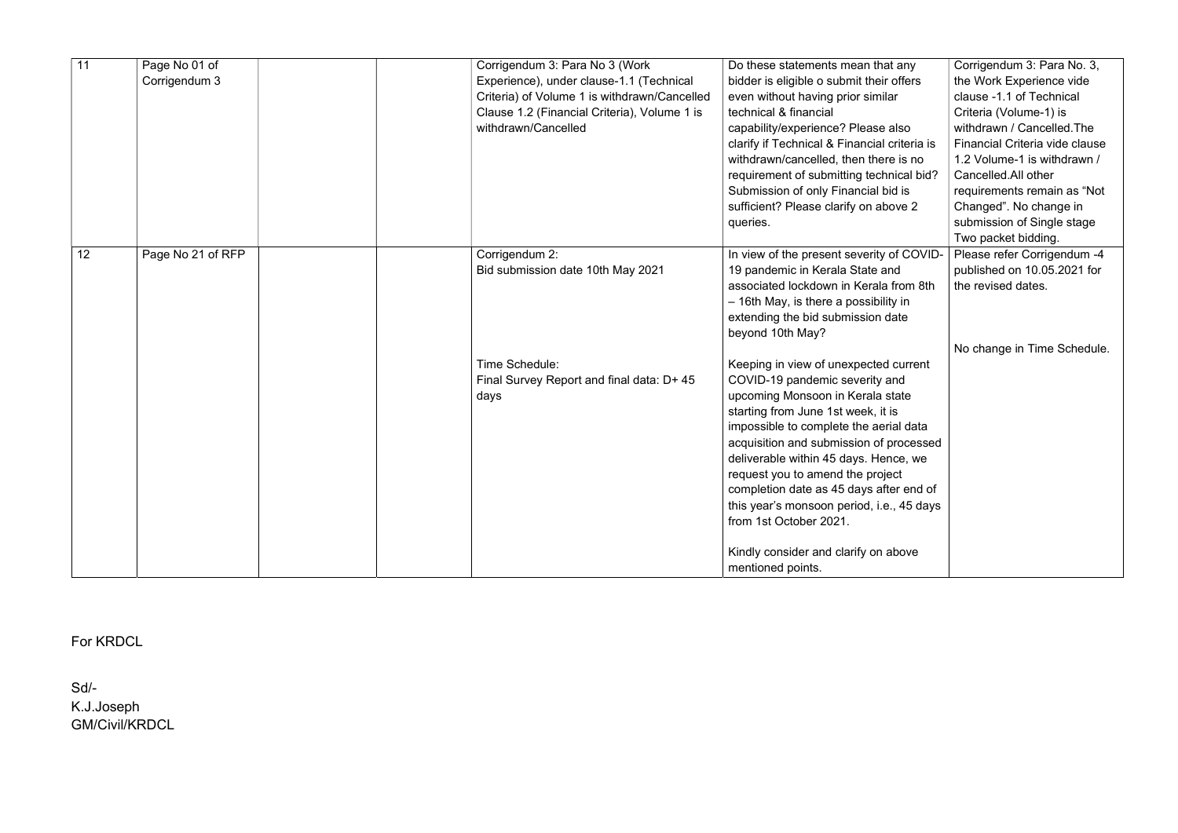| | | | | | | |
|---|---|---|---|---|---|---|
| 11 | Page No 01 of Corrigendum 3 | | | Corrigendum 3: Para No 3 (Work Experience), under clause-1.1 (Technical Criteria) of Volume 1 is withdrawn/Cancelled Clause 1.2 (Financial Criteria), Volume 1 is withdrawn/Cancelled | Do these statements mean that any bidder is eligible o submit their offers even without having prior similar technical & financial capability/experience? Please also clarify if Technical & Financial criteria is withdrawn/cancelled, then there is no requirement of submitting technical bid? Submission of only Financial bid is sufficient? Please clarify on above 2 queries. | Corrigendum 3: Para No. 3, the Work Experience vide clause -1.1 of Technical Criteria (Volume-1) is withdrawn / Cancelled.The Financial Criteria vide clause 1.2 Volume-1 is withdrawn / Cancelled.All other requirements remain as "Not Changed". No change in submission of Single stage Two packet bidding. |
| 12 | Page No 21 of RFP | | | Corrigendum 2:<br>Bid submission date 10th May 2021 | In view of the present severity of COVID-19 pandemic in Kerala State and associated lockdown in Kerala from 8th – 16th May, is there a possibility in extending the bid submission date beyond 10th May? | Please refer Corrigendum -4 published on 10.05.2021 for the revised dates. |
| | | | | Time Schedule:<br>Final Survey Report and final data: D+ 45 days | Keeping in view of unexpected current COVID-19 pandemic severity and upcoming Monsoon in Kerala state starting from June 1st week, it is impossible to complete the aerial data acquisition and submission of processed deliverable within 45 days. Hence, we request you to amend the project completion date as 45 days after end of this year's monsoon period, i.e., 45 days from 1st October 2021.<br><br>Kindly consider and clarify on above mentioned points. | No change in Time Schedule. |

For KRDCL

Sd/-
K.J.Joseph
GM/Civil/KRDCL